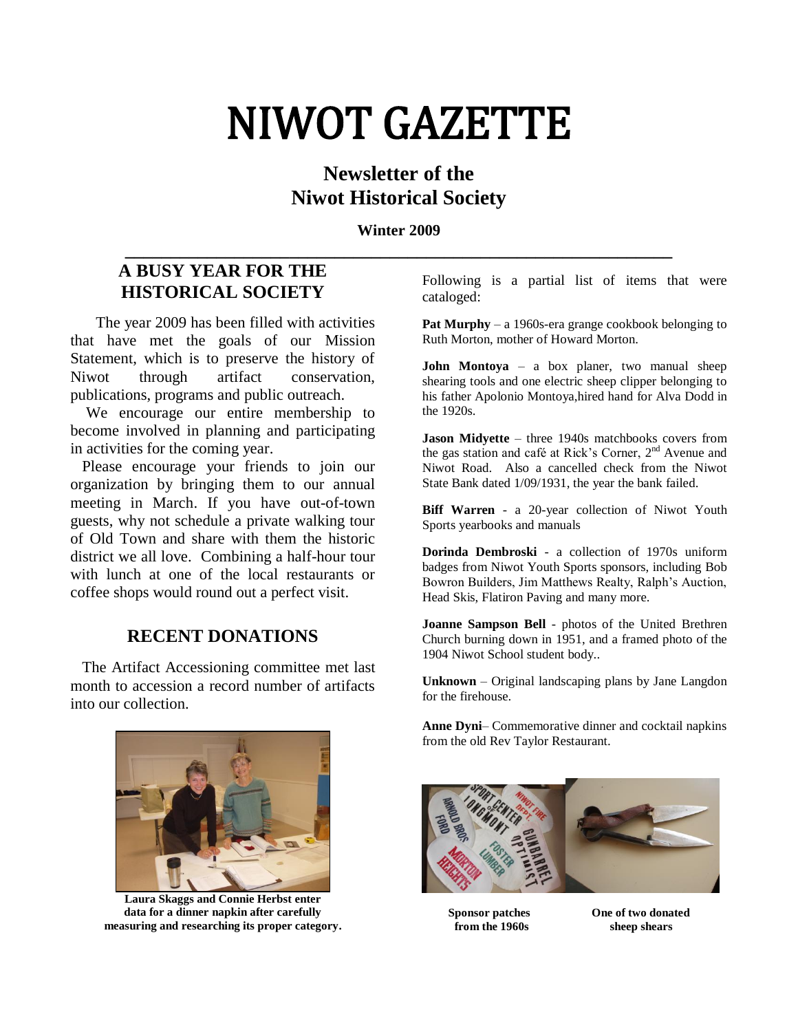# NIWOT GAZETTE

## Newsletter of the Niwot Historical Society

**Winter 2009**

## A BUSY YEAR FOR THE HISTORICAL SOCIETY

The year 2009 has been filled with activities that have met the goals of our Mission Statement, which is to preserve the history of Niwot through artifact conservation, publications, programs and public outreach.

We encourage our entire membership to become involved in planning and participating in activities for the coming year.

Please encourage your friends to join our organization by bringing them to our annual meeting in March. If you have out-of-town guests, why not schedule a private walking tour of Old Town and share with them the historic district we all love. Combining a half-hour tour with lunch at one of the local restaurants or coffee shops would round out a perfect visit.

## RECENT DONATIONS

The Artifact Accessioning committee met last month to accession a record number of artifacts into our collection.

**Laura Skaggs and Connie Herbst enter data for a dinner napkin after carefully measuring and researching its proper category.**

Following is a partial list of items that were cataloged:

**Pat Murphy** – a 1960s-era grange cookbook belonging to Ruth Morton, mother of Howard Morton.

**John Montoya** – a box planer, two manual sheep shearing tools and one electric sheep clipper belonging to his father Apolonio Montoya,hired hand for Alva Dodd in the 1920s.

**Jason Midyette** – three 1940s matchbooks covers from the gas station and café at Rick's Corner, 2nd Avenue and Niwot Road. Also a cancelled check from the Niwot State Bank dated 1/09/1931, the year the bank failed.

**Biff Warren** - a 20-year collection of Niwot Youth Sports yearbooks and manuals

**Dorinda Dembroski** - a collection of 1970s uniform badges from Niwot Youth Sports sponsors, including Bob Bowron Builders, Jim Matthews Realty, Ralph's Auction, Head Skis, Flatiron Paving and many more.

**Joanne Sampson Bell** - photos of the United Brethren Church burning down in 1951, and a framed photo of the 1904 Niwot School student body..

**Unknown** – Original landscaping plans by Jane Langdon for the firehouse.

**Anne Dyni**– Commemorative dinner and cocktail napkins from the old Rev Taylor Restaurant.

**Sponsor patches from the 1960s**

**One of two donated sheep shears**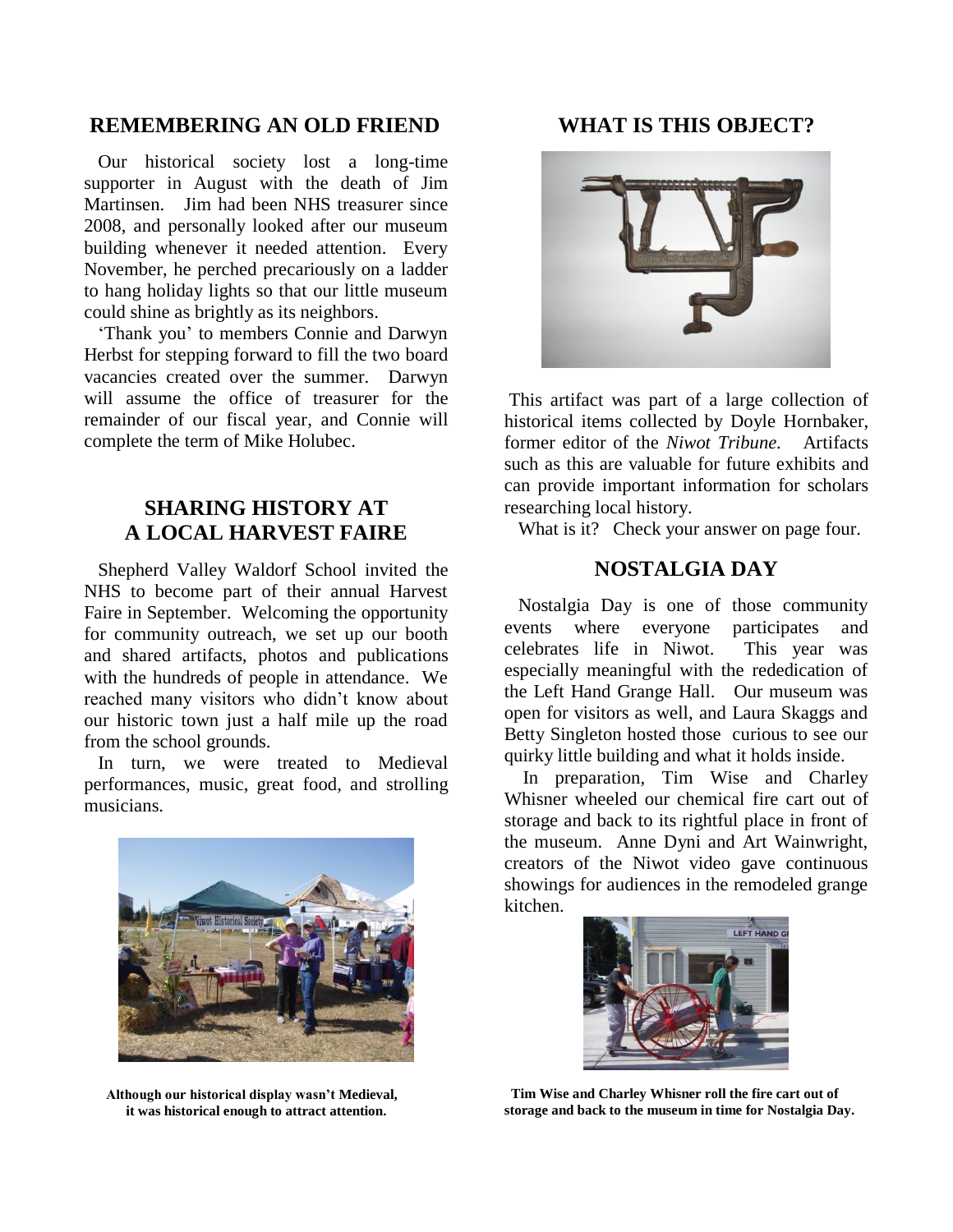## REMEMBERING AN OLD FRIEND

Our historical society lost a long-time supporter in August with the death of Jim Martinsen. Jim had been NHS treasurer since 2008, and personally looked after our museum building whenever it needed attention. Every November, he perched precariously on a ladder to hang holiday lights so that our little museum could shine as brightly as its neighbors.

'Thank you' to members Connie and Darwyn Herbst for stepping forward to fill the two board vacancies created over the summer. Darwyn will assume the office of treasurer for the remainder of our fiscal year, and Connie will complete the term of Mike Holubec.

## SHARING HISTORY AT A LOCAL HARVEST FAIRE

Shepherd Valley Waldorf School invited the NHS to become part of their annual Harvest Faire in September. Welcoming the opportunity for community outreach, we set up our booth and shared artifacts, photos and publications with the hundreds of people in attendance. We reached many visitors who didn't know about our historic town just a half mile up the road from the school grounds.

In turn, we were treated to Medieval performances, music, great food, and strolling musicians.

**Although our historical display wasn't Medieval, it was historical enough to attract attention.**

## WHAT IS THIS OBJECT?

This artifact was part of a large collection of historical items collected by Doyle Hornbaker, former editor of the *Niwot Tribune.* Artifacts such as this are valuable for future exhibits and can provide important information for scholars researching local history.

What is it? Check your answer on page four.

## NOSTALGIA DAY

Nostalgia Day is one of those community events where everyone participates and celebrates life in Niwot. This year was especially meaningful with the rededication of the Left Hand Grange Hall. Our museum was open for visitors as well, and Laura Skaggs and Betty Singleton hosted those curious to see our quirky little building and what it holds inside.

In preparation, Tim Wise and Charley Whisner wheeled our chemical fire cart out of storage and back to its rightful place in front of the museum. Anne Dyni and Art Wainwright, creators of the Niwot video gave continuous showings for audiences in the remodeled grange kitchen.

**Tim Wise and Charley Whisner roll the fire cart out of storage and back to the museum in time for Nostalgia Day.**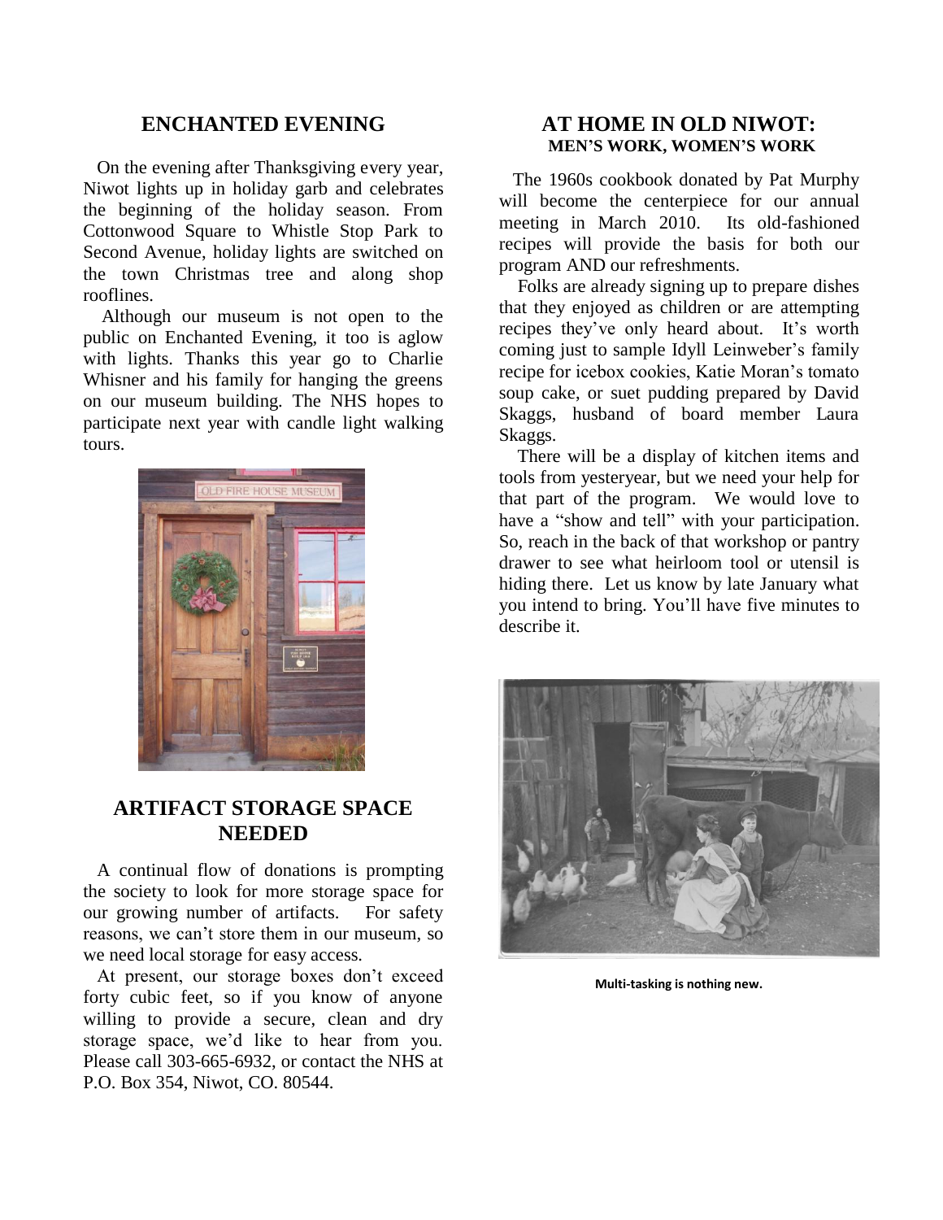## ENCHANTED EVENING

On the evening after Thanksgiving every year, Niwot lights up in holiday garb and celebrates the beginning of the holiday season. From Cottonwood Square to Whistle Stop Park to Second Avenue, holiday lights are switched on the town Christmas tree and along shop rooflines.

Although our museum is not open to the public on Enchanted Evening, it too is aglow with lights. Thanks this year go to Charlie Whisner and his family for hanging the greens on our museum building. The NHS hopes to participate next year with candle light walking tours.

## ARTIFACT STORAGE SPACE NEEDED

A continual flow of donations is prompting the society to look for more storage space for our growing number of artifacts. For safety reasons, we can't store them in our museum, so we need local storage for easy access.

At present, our storage boxes don't exceed forty cubic feet, so if you know of anyone willing to provide a secure, clean and dry storage space, we'd like to hear from you. Please call 303-665-6932, or contact the NHS at P.O. Box 354, Niwot, CO. 80544.

## AT HOME IN OLD NIWOT:
### MEN'S WORK, WOMEN'S WORK

The 1960s cookbook donated by Pat Murphy will become the centerpiece for our annual meeting in March 2010. Its old-fashioned recipes will provide the basis for both our program AND our refreshments.

Folks are already signing up to prepare dishes that they enjoyed as children or are attempting recipes they've only heard about. It's worth coming just to sample Idyll Leinweber's family recipe for icebox cookies, Katie Moran's tomato soup cake, or suet pudding prepared by David Skaggs, husband of board member Laura Skaggs.

There will be a display of kitchen items and tools from yesteryear, but we need your help for that part of the program. We would love to have a "show and tell" with your participation. So, reach in the back of that workshop or pantry drawer to see what heirloom tool or utensil is hiding there. Let us know by late January what you intend to bring. You'll have five minutes to describe it.

**Multi-tasking is nothing new.**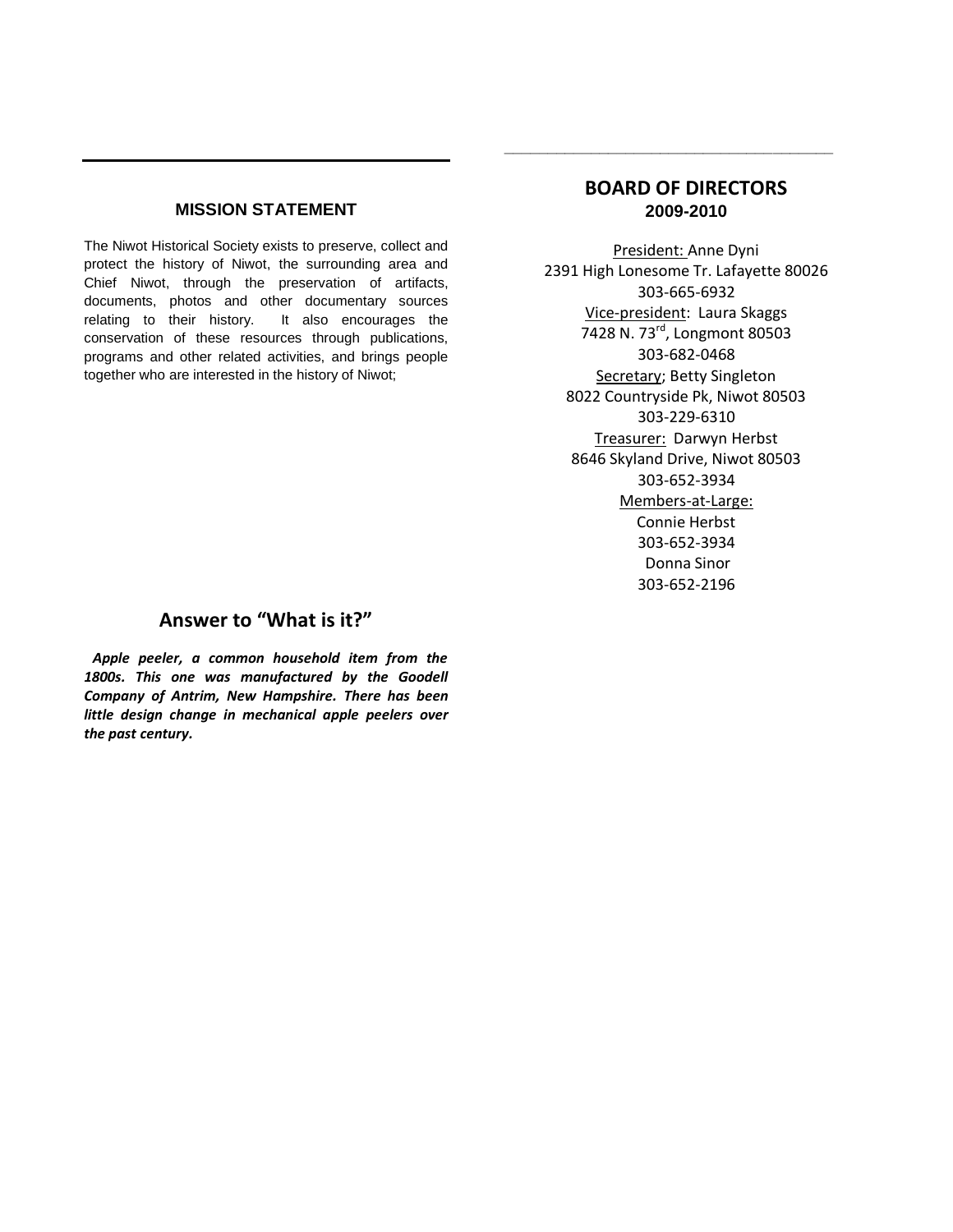## MISSION STATEMENT

The Niwot Historical Society exists to preserve, collect and protect the history of Niwot, the surrounding area and Chief Niwot, through the preservation of artifacts, documents, photos and other documentary sources relating to their history. It also encourages the conservation of these resources through publications, programs and other related activities, and brings people together who are interested in the history of Niwot;

## Answer to "What is it?"

***Apple peeler, a common household item from the 1800s. This one was manufactured by the Goodell Company of Antrim, New Hampshire. There has been little design change in mechanical apple peelers over the past century.***

## BOARD OF DIRECTORS

### 2009-2010

President: Anne Dyni
2391 High Lonesome Tr. Lafayette 80026
303-665-6932

Vice-president: Laura Skaggs
7428 N. 73rd, Longmont 80503
303-682-0468

Secretary; Betty Singleton
8022 Countryside Pk, Niwot 80503
303-229-6310

Treasurer: Darwyn Herbst
8646 Skyland Drive, Niwot 80503
303-652-3934

Members-at-Large:
Connie Herbst
303-652-3934
Donna Sinor
303-652-2196